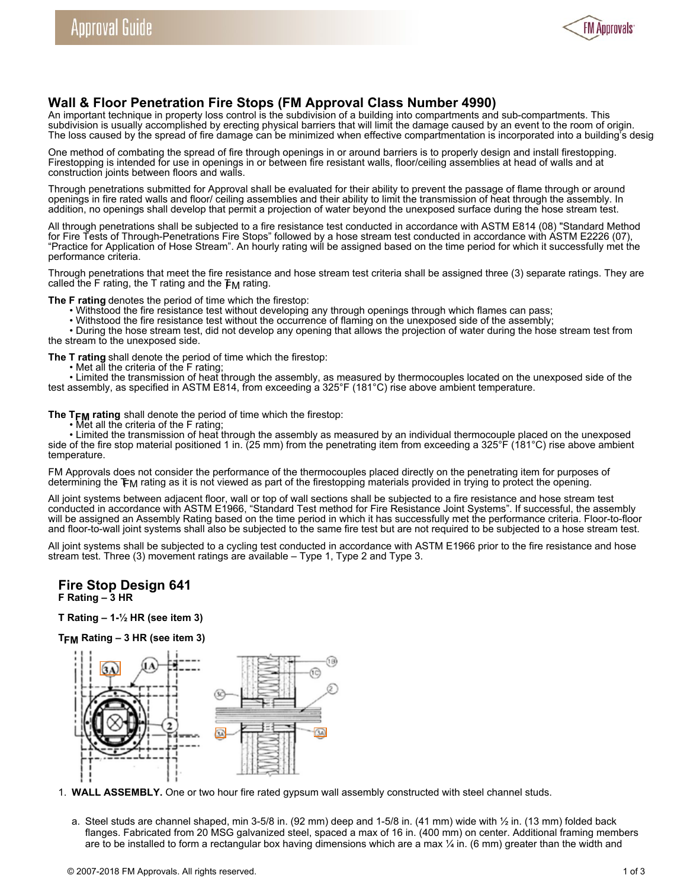## Wall & Floor Penetration Fire Stops (FM Approval Class Number 4990)

An important technique in property loss control is the subdivision of a building into compartments and sub-compartments. This subdivision is usually accomplished by erecting physical barriers that will limit the damage caused by an event to the room of origin. The loss caused by the spread of fire damage can be minimized when effective compartmentation is incorporated into a building's desig

One method of combating the spread of fire through openings in or around barriers is to properly design and install firestopping. Firestopping is intended for use in openings in or between fire resistant walls, floor/ceiling assemblies at head of walls and at construction joints between floors and walls.

Through penetrations submitted for Approval shall be evaluated for their ability to prevent the passage of flame through or around openings in fire rated walls and floor/ ceiling assemblies and their ability to limit the transmission of heat through the assembly. In addition, no openings shall develop that permit a projection of water beyond the unexposed surface during the hose stream test.

All through penetrations shall be subjected to a fire resistance test conducted in accordance with ASTM E814 (08) "Standard Method for Fire Tests of Through-Penetrations Fire Stops" followed by a hose stream test conducted in accordance with ASTM E2226 (07), "Practice for Application of Hose Stream". An hourly rating will be assigned based on the time period for which it successfully met the performance criteria.

Through penetrations that meet the fire resistance and hose stream test criteria shall be assigned three (3) separate ratings. They are called the F rating, the T rating and the $T_{FM}$ rating.

**The F rating** denotes the period of time which the firestop:

- Withstood the fire resistance test without developing any through openings through which flames can pass;
- Withstood the fire resistance test without the occurrence of flaming on the unexposed side of the assembly;
- During the hose stream test, did not develop any opening that allows the projection of water during the hose stream test from the stream to the unexposed side.

**The T rating** shall denote the period of time which the firestop:

- Met all the criteria of the F rating;
- Limited the transmission of heat through the assembly, as measured by thermocouples located on the unexposed side of the test assembly, as specified in ASTM E814, from exceeding a 325°F (181°C) rise above ambient temperature.

**The $T_{FM}$ rating** shall denote the period of time which the firestop:

- Met all the criteria of the F rating;
- Limited the transmission of heat through the assembly as measured by an individual thermocouple placed on the unexposed side of the fire stop material positioned 1 in. (25 mm) from the penetrating item from exceeding a 325°F (181°C) rise above ambient temperature.

FM Approvals does not consider the performance of the thermocouples placed directly on the penetrating item for purposes of determining the $T_{FM}$ rating as it is not viewed as part of the firestopping materials provided in trying to protect the opening.

All joint systems between adjacent floor, wall or top of wall sections shall be subjected to a fire resistance and hose stream test conducted in accordance with ASTM E1966, "Standard Test method for Fire Resistance Joint Systems". If successful, the assembly will be assigned an Assembly Rating based on the time period in which it has successfully met the performance criteria. Floor-to-floor and floor-to-wall joint systems shall also be subjected to the same fire test but are not required to be subjected to a hose stream test.

All joint systems shall be subjected to a cycling test conducted in accordance with ASTM E1966 prior to the fire resistance and hose stream test. Three (3) movement ratings are available – Type 1, Type 2 and Type 3.

### Fire Stop Design 641

**F Rating – 3 HR**

**T Rating – 1-½ HR (see item 3)**

**$T_{FM}$ Rating – 3 HR (see item 3)**

1. **WALL ASSEMBLY.** One or two hour fire rated gypsum wall assembly constructed with steel channel studs.

   a. Steel studs are channel shaped, min 3-5/8 in. (92 mm) deep and 1-5/8 in. (41 mm) wide with ½ in. (13 mm) folded back flanges. Fabricated from 20 MSG galvanized steel, spaced a max of 16 in. (400 mm) on center. Additional framing members are to be installed to form a rectangular box having dimensions which are a max ¼ in. (6 mm) greater than the width and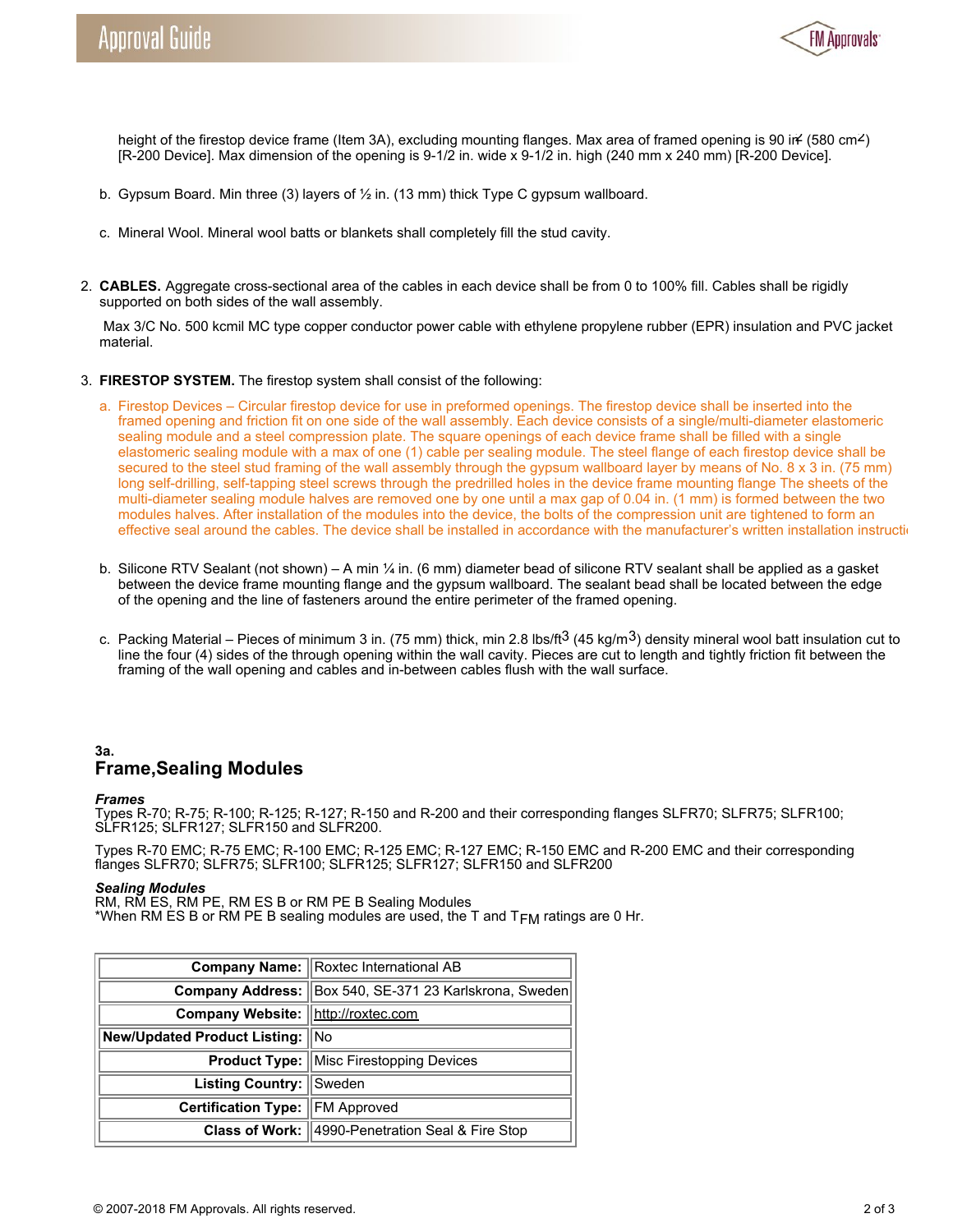height of the firestop device frame (Item 3A), excluding mounting flanges. Max area of framed opening is 90 in$^2$ (580 cm$^2$) [R-200 Device]. Max dimension of the opening is 9-1/2 in. wide x 9-1/2 in. high (240 mm x 240 mm) [R-200 Device].

b. Gypsum Board. Min three (3) layers of ½ in. (13 mm) thick Type C gypsum wallboard.

c. Mineral Wool. Mineral wool batts or blankets shall completely fill the stud cavity.

2. **CABLES.** Aggregate cross-sectional area of the cables in each device shall be from 0 to 100% fill. Cables shall be rigidly supported on both sides of the wall assembly.

   Max 3/C No. 500 kcmil MC type copper conductor power cable with ethylene propylene rubber (EPR) insulation and PVC jacket material.

3. **FIRESTOP SYSTEM.** The firestop system shall consist of the following:

   a. Firestop Devices – Circular firestop device for use in preformed openings. The firestop device shall be inserted into the framed opening and friction fit on one side of the wall assembly. Each device consists of a single/multi-diameter elastomeric sealing module and a steel compression plate. The square openings of each device frame shall be filled with a single elastomeric sealing module with a max of one (1) cable per sealing module. The steel flange of each firestop device shall be secured to the steel stud framing of the wall assembly through the gypsum wallboard layer by means of No. 8 x 3 in. (75 mm) long self-drilling, self-tapping steel screws through the predrilled holes in the device frame mounting flange The sheets of the multi-diameter sealing module halves are removed one by one until a max gap of 0.04 in. (1 mm) is formed between the two modules halves. After installation of the modules into the device, the bolts of the compression unit are tightened to form an effective seal around the cables. The device shall be installed in accordance with the manufacturer's written installation instructi

   b. Silicone RTV Sealant (not shown) – A min ¼ in. (6 mm) diameter bead of silicone RTV sealant shall be applied as a gasket between the device frame mounting flange and the gypsum wallboard. The sealant bead shall be located between the edge of the opening and the line of fasteners around the entire perimeter of the framed opening.

   c. Packing Material – Pieces of minimum 3 in. (75 mm) thick, min 2.8 lbs/ft$^3$ (45 kg/m$^3$) density mineral wool batt insulation cut to line the four (4) sides of the through opening within the wall cavity. Pieces are cut to length and tightly friction fit between the framing of the wall opening and cables and in-between cables flush with the wall surface.

## 3a. Frame,Sealing Modules

***Frames***

Types R-70; R-75; R-100; R-125; R-127; R-150 and R-200 and their corresponding flanges SLFR70; SLFR75; SLFR100; SLFR125; SLFR127; SLFR150 and SLFR200.

Types R-70 EMC; R-75 EMC; R-100 EMC; R-125 EMC; R-127 EMC; R-150 EMC and R-200 EMC and their corresponding flanges SLFR70; SLFR75; SLFR100; SLFR125; SLFR127; SLFR150 and SLFR200

***Sealing Modules***

RM, RM ES, RM PE, RM ES B or RM PE B Sealing Modules
*When RM ES B or RM PE B sealing modules are used, the T and $T_{FM}$ ratings are 0 Hr.

| | |
|---|---|
| **Company Name:** | Roxtec International AB |
| **Company Address:** | Box 540, SE-371 23 Karlskrona, Sweden |
| **Company Website:** | http://roxtec.com |
| **New/Updated Product Listing:** | No |
| **Product Type:** | Misc Firestopping Devices |
| **Listing Country:** | Sweden |
| **Certification Type:** | FM Approved |
| **Class of Work:** | 4990-Penetration Seal & Fire Stop |